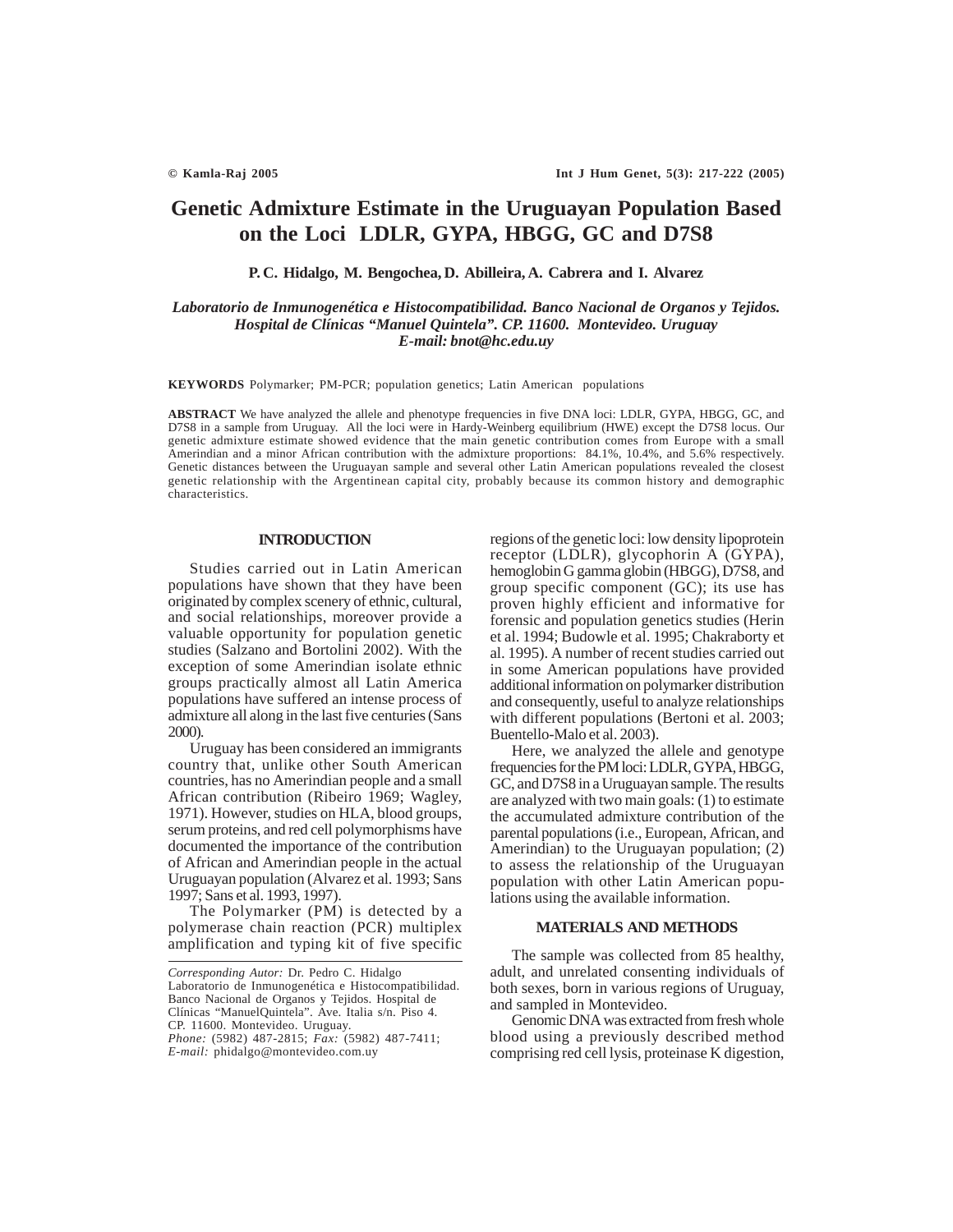# Genetic Admixture Estimate in the Uruguayan Population Based on the Loci LDLR, GYPA, HBGG, GC and D7S8

**P. C. Hidalgo, M. Bengochea, D. Abilleira, A. Cabrera and I. Alvarez**

*Laboratorio de Inmunogenética e Histocompatibilidad. Banco Nacional de Organos y Tejidos. Hospital de Clínicas "Manuel Quintela". CP. 11600. Montevideo. Uruguay*
*E-mail: bnot@hc.edu.uy*

**KEYWORDS** Polymarker; PM-PCR; population genetics; Latin American populations

**ABSTRACT** We have analyzed the allele and phenotype frequencies in five DNA loci: LDLR, GYPA, HBGG, GC, and D7S8 in a sample from Uruguay. All the loci were in Hardy-Weinberg equilibrium (HWE) except the D7S8 locus. Our genetic admixture estimate showed evidence that the main genetic contribution comes from Europe with a small Amerindian and a minor African contribution with the admixture proportions: 84.1%, 10.4%, and 5.6% respectively. Genetic distances between the Uruguayan sample and several other Latin American populations revealed the closest genetic relationship with the Argentinean capital city, probably because its common history and demographic characteristics.

## INTRODUCTION

Studies carried out in Latin American populations have shown that they have been originated by complex scenery of ethnic, cultural, and social relationships, moreover provide a valuable opportunity for population genetic studies (Salzano and Bortolini 2002). With the exception of some Amerindian isolate ethnic groups practically almost all Latin America populations have suffered an intense process of admixture all along in the last five centuries (Sans 2000).

Uruguay has been considered an immigrants country that, unlike other South American countries, has no Amerindian people and a small African contribution (Ribeiro 1969; Wagley, 1971). However, studies on HLA, blood groups, serum proteins, and red cell polymorphisms have documented the importance of the contribution of African and Amerindian people in the actual Uruguayan population (Alvarez et al. 1993; Sans 1997; Sans et al. 1993, 1997).

The Polymarker (PM) is detected by a polymerase chain reaction (PCR) multiplex amplification and typing kit of five specific regions of the genetic loci: low density lipoprotein receptor (LDLR), glycophorin A (GYPA), hemoglobin G gamma globin (HBGG), D7S8, and group specific component (GC); its use has proven highly efficient and informative for forensic and population genetics studies (Herin et al. 1994; Budowle et al. 1995; Chakraborty et al. 1995). A number of recent studies carried out in some American populations have provided additional information on polymarker distribution and consequently, useful to analyze relationships with different populations (Bertoni et al. 2003; Buentello-Malo et al. 2003).

Here, we analyzed the allele and genotype frequencies for the PM loci: LDLR, GYPA, HBGG, GC, and D7S8 in a Uruguayan sample. The results are analyzed with two main goals: (1) to estimate the accumulated admixture contribution of the parental populations (i.e., European, African, and Amerindian) to the Uruguayan population; (2) to assess the relationship of the Uruguayan population with other Latin American populations using the available information.

## MATERIALS AND METHODS

The sample was collected from 85 healthy, adult, and unrelated consenting individuals of both sexes, born in various regions of Uruguay, and sampled in Montevideo.

Genomic DNA was extracted from fresh whole blood using a previously described method comprising red cell lysis, proteinase K digestion,

---

*Corresponding Autor:* Dr. Pedro C. Hidalgo
Laboratorio de Inmunogenética e Histocompatibilidad. Banco Nacional de Organos y Tejidos. Hospital de Clínicas "ManuelQuintela". Ave. Italia s/n. Piso 4. CP. 11600. Montevideo. Uruguay.
*Phone:* (5982) 487-2815; *Fax:* (5982) 487-7411;
*E-mail:* phidalgo@montevideo.com.uy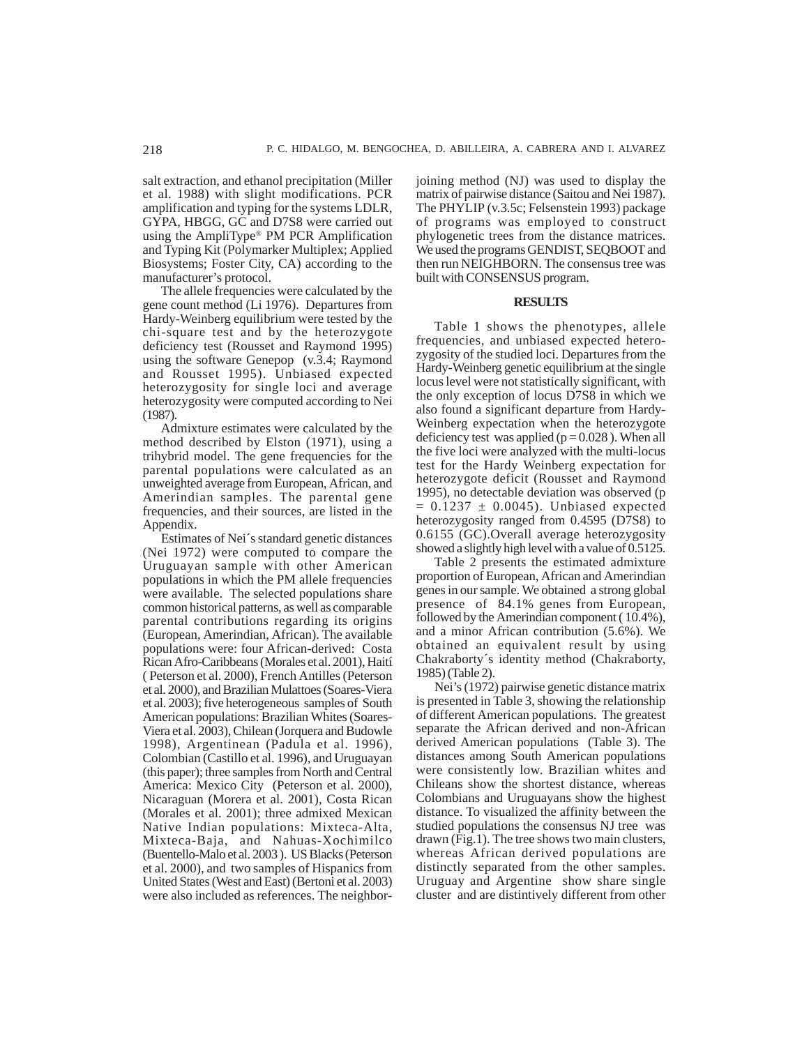salt extraction, and ethanol precipitation (Miller et al. 1988) with slight modifications. PCR amplification and typing for the systems LDLR, GYPA, HBGG, GC and D7S8 were carried out using the AmpliType® PM PCR Amplification and Typing Kit (Polymarker Multiplex; Applied Biosystems; Foster City, CA) according to the manufacturer's protocol.

The allele frequencies were calculated by the gene count method (Li 1976). Departures from Hardy-Weinberg equilibrium were tested by the chi-square test and by the heterozygote deficiency test (Rousset and Raymond 1995) using the software Genepop (v.3.4; Raymond and Rousset 1995). Unbiased expected heterozygosity for single loci and average heterozygosity were computed according to Nei (1987).

Admixture estimates were calculated by the method described by Elston (1971), using a trihybrid model. The gene frequencies for the parental populations were calculated as an unweighted average from European, African, and Amerindian samples. The parental gene frequencies, and their sources, are listed in the Appendix.

Estimates of Nei´s standard genetic distances (Nei 1972) were computed to compare the Uruguayan sample with other American populations in which the PM allele frequencies were available. The selected populations share common historical patterns, as well as comparable parental contributions regarding its origins (European, Amerindian, African). The available populations were: four African-derived: Costa Rican Afro-Caribbeans (Morales et al. 2001), Haití ( Peterson et al. 2000), French Antilles (Peterson et al. 2000), and Brazilian Mulattoes (Soares-Viera et al. 2003); five heterogeneous samples of South American populations: Brazilian Whites (Soares-Viera et al. 2003), Chilean (Jorquera and Budowle 1998), Argentinean (Padula et al. 1996), Colombian (Castillo et al. 1996), and Uruguayan (this paper); three samples from North and Central America: Mexico City (Peterson et al. 2000), Nicaraguan (Morera et al. 2001), Costa Rican (Morales et al. 2001); three admixed Mexican Native Indian populations: Mixteca-Alta, Mixteca-Baja, and Nahuas-Xochimilco (Buentello-Malo et al. 2003 ). US Blacks (Peterson et al. 2000), and two samples of Hispanics from United States (West and East) (Bertoni et al. 2003) were also included as references. The neighbor-joining method (NJ) was used to display the matrix of pairwise distance (Saitou and Nei 1987). The PHYLIP (v.3.5c; Felsenstein 1993) package of programs was employed to construct phylogenetic trees from the distance matrices. We used the programs GENDIST, SEQBOOT and then run NEIGHBORN. The consensus tree was built with CONSENSUS program.

## RESULTS

Table 1 shows the phenotypes, allele frequencies, and unbiased expected heterozygosity of the studied loci. Departures from the Hardy-Weinberg genetic equilibrium at the single locus level were not statistically significant, with the only exception of locus D7S8 in which we also found a significant departure from Hardy-Weinberg expectation when the heterozygote deficiency test was applied ($p = 0.028$ ). When all the five loci were analyzed with the multi-locus test for the Hardy Weinberg expectation for heterozygote deficit (Rousset and Raymond 1995), no detectable deviation was observed ($p = 0.1237 \pm 0.0045$). Unbiased expected heterozygosity ranged from 0.4595 (D7S8) to 0.6155 (GC).Overall average heterozygosity showed a slightly high level with a value of 0.5125.

Table 2 presents the estimated admixture proportion of European, African and Amerindian genes in our sample. We obtained a strong global presence of 84.1% genes from European, followed by the Amerindian component ( 10.4%), and a minor African contribution (5.6%). We obtained an equivalent result by using Chakraborty´s identity method (Chakraborty, 1985) (Table 2).

Nei's (1972) pairwise genetic distance matrix is presented in Table 3, showing the relationship of different American populations. The greatest separate the African derived and non-African derived American populations (Table 3). The distances among South American populations were consistently low. Brazilian whites and Chileans show the shortest distance, whereas Colombians and Uruguayans show the highest distance. To visualized the affinity between the studied populations the consensus NJ tree was drawn (Fig.1). The tree shows two main clusters, whereas African derived populations are distinctly separated from the other samples. Uruguay and Argentine show share single cluster and are distintively different from other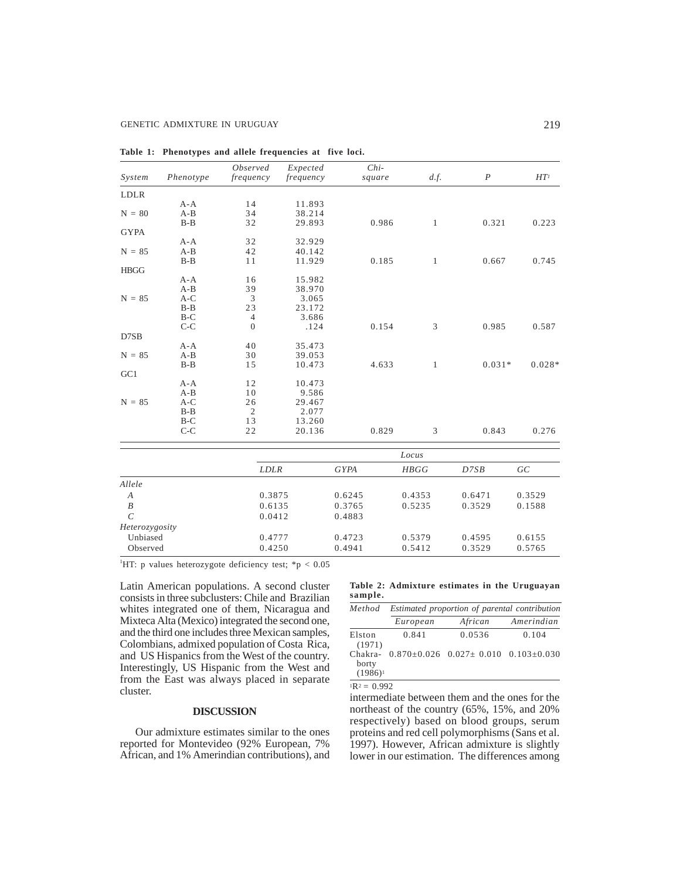**Table 1: Phenotypes and allele frequencies at five loci.**

| System | Phenotype | Observed frequency | Expected frequency | Chi-square | d.f. | P | HT[1] |
|---|---|---|---|---|---|---|---|
| LDLR | | | | | | | |
| | A-A | 14 | 11.893 | | | | |
| N = 80 | A-B | 34 | 38.214 | | | | |
| | B-B | 32 | 29.893 | 0.986 | 1 | 0.321 | 0.223 |
| GYPA | | | | | | | |
| | A-A | 32 | 32.929 | | | | |
| N = 85 | A-B | 42 | 40.142 | | | | |
| | B-B | 11 | 11.929 | 0.185 | 1 | 0.667 | 0.745 |
| HBGG | | | | | | | |
| | A-A | 16 | 15.982 | | | | |
| | A-B | 39 | 38.970 | | | | |
| N = 85 | A-C | 3 | 3.065 | | | | |
| | B-B | 23 | 23.172 | | | | |
| | B-C | 4 | 3.686 | | | | |
| | C-C | 0 | .124 | 0.154 | 3 | 0.985 | 0.587 |
| D7SB | | | | | | | |
| | A-A | 40 | 35.473 | | | | |
| N = 85 | A-B | 30 | 39.053 | | | | |
| | B-B | 15 | 10.473 | 4.633 | 1 | 0.031* | 0.028* |
| GC1 | | | | | | | |
| | A-A | 12 | 10.473 | | | | |
| | A-B | 10 | 9.586 | | | | |
| N = 85 | A-C | 26 | 29.467 | | | | |
| | B-B | 2 | 2.077 | | | | |
| | B-C | 13 | 13.260 | | | | |
| | C-C | 22 | 20.136 | 0.829 | 3 | 0.843 | 0.276 |

| | Locus | | | | |
|---|---|---|---|---|---|
| | LDLR | GYPA | HBGG | D7SB | GC |
| *Allele* | | | | | |
| A | 0.3875 | 0.6245 | 0.4353 | 0.6471 | 0.3529 |
| B | 0.6135 | 0.3765 | 0.5235 | 0.3529 | 0.1588 |
| C | 0.0412 | 0.4883 | | | |
| *Heterozygosity* | | | | | |
| Unbiased | 0.4777 | 0.4723 | 0.5379 | 0.4595 | 0.6155 |
| Observed | 0.4250 | 0.4941 | 0.5412 | 0.3529 | 0.5765 |

[1]HT: p values heterozygote deficiency test; *$p < 0.05$

Latin American populations. A second cluster consists in three subclusters: Chile and Brazilian whites integrated one of them, Nicaragua and Mixteca Alta (Mexico) integrated the second one, and the third one includes three Mexican samples, Colombians, admixed population of Costa Rica, and US Hispanics from the West of the country. Interestingly, US Hispanic from the West and from the East was always placed in separate cluster.

## DISCUSSION

Our admixture estimates similar to the ones reported for Montevideo (92% European, 7% African, and 1% Amerindian contributions), and intermediate between them and the ones for the northeast of the country (65%, 15%, and 20% respectively) based on blood groups, serum proteins and red cell polymorphisms (Sans et al. 1997). However, African admixture is slightly lower in our estimation. The differences among

**Table 2: Admixture estimates in the Uruguayan sample.**

| Method | Estimated proportion of parental contribution | | |
|---|---|---|---|
| | European | African | Amerindian |
| Elston (1971) | 0.841 | 0.0536 | 0.104 |
| Chakraborty (1986)[1] | 0.870±0.026 | 0.027± 0.010 | 0.103±0.030 |

[1]$R^2 = 0.992$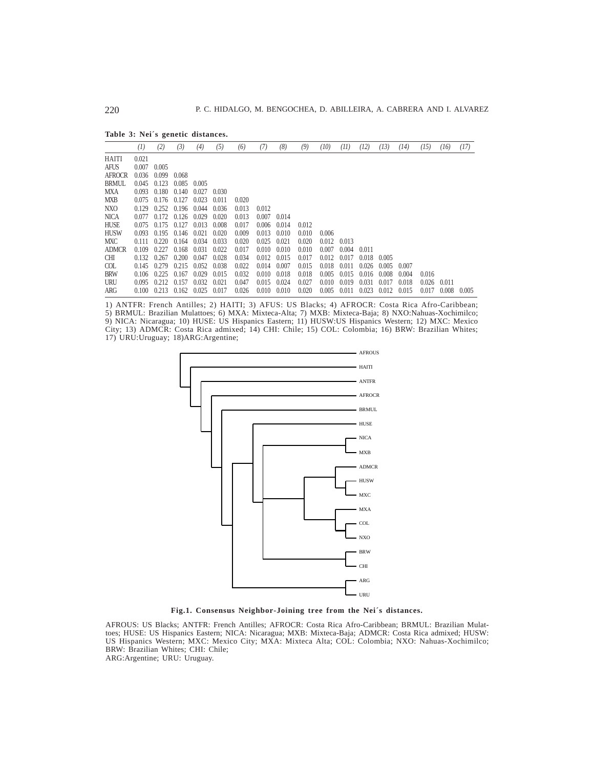**Table 3: Nei´s genetic distances.**

| | (1) | (2) | (3) | (4) | (5) | (6) | (7) | (8) | (9) | (10) | (11) | (12) | (13) | (14) | (15) | (16) | (17) |
|---|---|---|---|---|---|---|---|---|---|---|---|---|---|---|---|---|---|
| HAITI | 0.021 | | | | | | | | | | | | | | | | |
| AFUS | 0.007 | 0.005 | | | | | | | | | | | | | | | |
| AFROCR | 0.036 | 0.099 | 0.068 | | | | | | | | | | | | | | |
| BRMUL | 0.045 | 0.123 | 0.085 | 0.005 | | | | | | | | | | | | | |
| MXA | 0.093 | 0.180 | 0.140 | 0.027 | 0.030 | | | | | | | | | | | | |
| MXB | 0.075 | 0.176 | 0.127 | 0.023 | 0.011 | 0.020 | | | | | | | | | | | |
| NXO | 0.129 | 0.252 | 0.196 | 0.044 | 0.036 | 0.013 | 0.012 | | | | | | | | | | |
| NICA | 0.077 | 0.172 | 0.126 | 0.029 | 0.020 | 0.013 | 0.007 | 0.014 | | | | | | | | | |
| HUSE | 0.075 | 0.175 | 0.127 | 0.013 | 0.008 | 0.017 | 0.006 | 0.014 | 0.012 | | | | | | | | |
| HUSW | 0.093 | 0.195 | 0.146 | 0.021 | 0.020 | 0.009 | 0.013 | 0.010 | 0.010 | 0.006 | | | | | | | |
| MXC | 0.111 | 0.220 | 0.164 | 0.034 | 0.033 | 0.020 | 0.025 | 0.021 | 0.020 | 0.012 | 0.013 | | | | | | |
| ADMCR | 0.109 | 0.227 | 0.168 | 0.031 | 0.022 | 0.017 | 0.010 | 0.010 | 0.010 | 0.007 | 0.004 | 0.011 | | | | | |
| CHI | 0.132 | 0.267 | 0.200 | 0.047 | 0.028 | 0.034 | 0.012 | 0.015 | 0.017 | 0.012 | 0.017 | 0.018 | 0.005 | | | | |
| COL | 0.145 | 0.279 | 0.215 | 0.052 | 0.038 | 0.022 | 0.014 | 0.007 | 0.015 | 0.018 | 0.011 | 0.026 | 0.005 | 0.007 | | | |
| BRW | 0.106 | 0.225 | 0.167 | 0.029 | 0.015 | 0.032 | 0.010 | 0.018 | 0.018 | 0.005 | 0.015 | 0.016 | 0.008 | 0.004 | 0.016 | | |
| URU | 0.095 | 0.212 | 0.157 | 0.032 | 0.021 | 0.047 | 0.015 | 0.024 | 0.027 | 0.010 | 0.019 | 0.031 | 0.017 | 0.018 | 0.026 | 0.011 | |
| ARG | 0.100 | 0.213 | 0.162 | 0.025 | 0.017 | 0.026 | 0.010 | 0.010 | 0.020 | 0.005 | 0.011 | 0.023 | 0.012 | 0.015 | 0.017 | 0.008 | 0.005 |

1) ANTFR: French Antilles; 2) HAITI; 3) AFUS: US Blacks; 4) AFROCR: Costa Rica Afro-Caribbean; 5) BRMUL: Brazilian Mulattoes; 6) MXA: Mixteca-Alta; 7) MXB: Mixteca-Baja; 8) NXO:Nahuas-Xochimilco; 9) NICA: Nicaragua; 10) HUSE: US Hispanics Eastern; 11) HUSW:US Hispanics Western; 12) MXC: Mexico City; 13) ADMCR: Costa Rica admixed; 14) CHI: Chile; 15) COL: Colombia; 16) BRW: Brazilian Whites; 17) URU:Uruguay; 18)ARG:Argentine;

**Fig.1. Consensus Neighbor-Joining tree from the Nei´s distances.**

AFROUS: US Blacks; ANTFR: French Antilles; AFROCR: Costa Rica Afro-Caribbean; BRMUL: Brazilian Mulattoes; HUSE: US Hispanics Eastern; NICA: Nicaragua; MXB: Mixteca-Baja; ADMCR: Costa Rica admixed; HUSW: US Hispanics Western; MXC: Mexico City; MXA: Mixteca Alta; COL: Colombia; NXO: Nahuas-Xochimilco; BRW: Brazilian Whites; CHI: Chile;
ARG:Argentine; URU: Uruguay.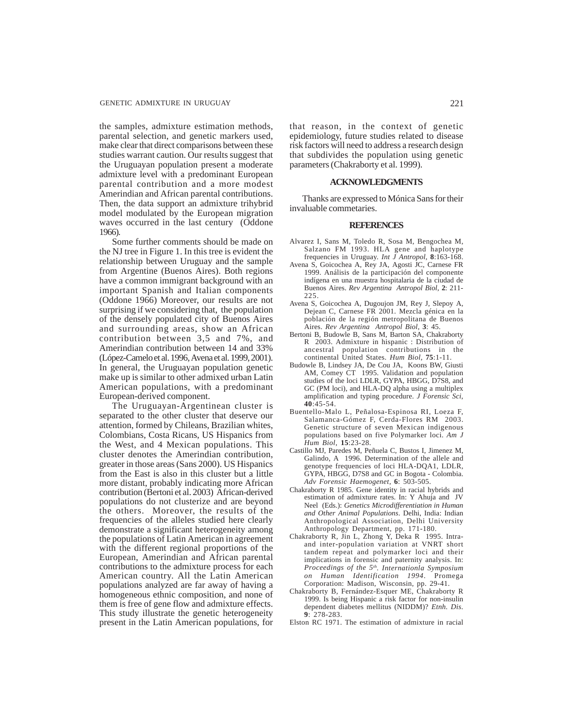the samples, admixture estimation methods, parental selection, and genetic markers used, make clear that direct comparisons between these studies warrant caution. Our results suggest that the Uruguayan population present a moderate admixture level with a predominant European parental contribution and a more modest Amerindian and African parental contributions. Then, the data support an admixture trihybrid model modulated by the European migration waves occurred in the last century (Oddone 1966).

Some further comments should be made on the NJ tree in Figure 1. In this tree is evident the relationship between Uruguay and the sample from Argentine (Buenos Aires). Both regions have a common immigrant background with an important Spanish and Italian components (Oddone 1966) Moreover, our results are not surprising if we considering that, the population of the densely populated city of Buenos Aires and surrounding areas, show an African contribution between 3,5 and 7%, and Amerindian contribution between 14 and 33% (López-Camelo et al. 1996, Avena et al. 1999, 2001). In general, the Uruguayan population genetic make up is similar to other admixed urban Latin American populations, with a predominant European-derived component.

The Uruguayan-Argentinean cluster is separated to the other cluster that deserve our attention, formed by Chileans, Brazilian whites, Colombians, Costa Ricans, US Hispanics from the West, and 4 Mexican populations. This cluster denotes the Amerindian contribution, greater in those areas (Sans 2000). US Hispanics from the East is also in this cluster but a little more distant, probably indicating more African contribution (Bertoni et al. 2003) African-derived populations do not clusterize and are beyond the others. Moreover, the results of the frequencies of the alleles studied here clearly demonstrate a significant heterogeneity among the populations of Latin American in agreement with the different regional proportions of the European, Amerindian and African parental contributions to the admixture process for each American country. All the Latin American populations analyzed are far away of having a homogeneous ethnic composition, and none of them is free of gene flow and admixture effects. This study illustrate the genetic heterogeneity present in the Latin American populations, for that reason, in the context of genetic epidemiology, future studies related to disease risk factors will need to address a research design that subdivides the population using genetic parameters (Chakraborty et al. 1999).

## ACKNOWLEDGMENTS

Thanks are expressed to Mónica Sans for their invaluable commetaries.

## REFERENCES

Alvarez I, Sans M, Toledo R, Sosa M, Bengochea M, Salzano FM 1993. HLA gene and haplotype frequencies in Uruguay. *Int J Antropol*, **8**:163-168.

Avena S, Goicochea A, Rey JA, Agosti JC, Carnese FR 1999. Análisis de la participación del componente indígena en una muestra hospitalaria de la ciudad de Buenos Aires. *Rev Argentina Antropol Biol*, **2**: 211-225.

Avena S, Goicochea A, Dugoujon JM, Rey J, Slepoy A, Dejean C, Carnese FR 2001. Mezcla génica en la población de la región metropolitana de Buenos Aires. *Rev Argentina Antropol Biol*, **3**: 45.

Bertoni B, Budowle B, Sans M, Barton SA, Chakraborty R 2003. Admixture in hispanic : Distribution of ancestral population contributions in the continental United States. *Hum Biol*, **75**:1-11.

Budowle B, Lindsey JA, De Cou JA, Koons BW, Giusti AM, Comey CT 1995. Validation and population studies of the loci LDLR, GYPA, HBGG, D7S8, and GC (PM loci), and HLA-DQ alpha using a multiplex amplification and typing procedure. *J Forensic Sci*, **40**:45-54.

Buentello-Malo L, Peñalosa-Espinosa RI, Loeza F, Salamanca-Gómez F, Cerda-Flores RM 2003. Genetic structure of seven Mexican indigenous populations based on five Polymarker loci. *Am J Hum Biol*, **15**:23-28.

Castillo MJ, Paredes M, Peñuela C, Bustos I, Jimenez M, Galindo, A 1996. Determination of the allele and genotype frequencies of loci HLA-DQA1, LDLR, GYPA, HBGG, D7S8 and GC in Bogota - Colombia. *Adv Forensic Haemogenet*, **6**: 503-505.

Chakraborty R 1985. Gene identity in racial hybrids and estimation of admixture rates. In: Y Ahuja and JV Neel (Eds.): *Genetics Microdifferentiation in Human and Other Animal Populations*. Delhi, India: Indian Anthropological Association, Delhi University Anthropology Department, pp. 171-180.

Chakraborty R, Jin L, Zhong Y, Deka R 1995. Intra- and inter-population variation at VNRT short tandem repeat and polymarker loci and their implications in forensic and paternity analysis. In: *Proceedings of the 5th. Internationla Symposium on Human Identification 1994*. Promega Corporation: Madison, Wisconsin, pp. 29-41.

Chakraborty B, Fernández-Esquer ME, Chakraborty R 1999. Is being Hispanic a risk factor for non-insulin dependent diabetes mellitus (NIDDM)? *Etnh. Dis*. **9**: 278-283.

Elston RC 1971. The estimation of admixture in racial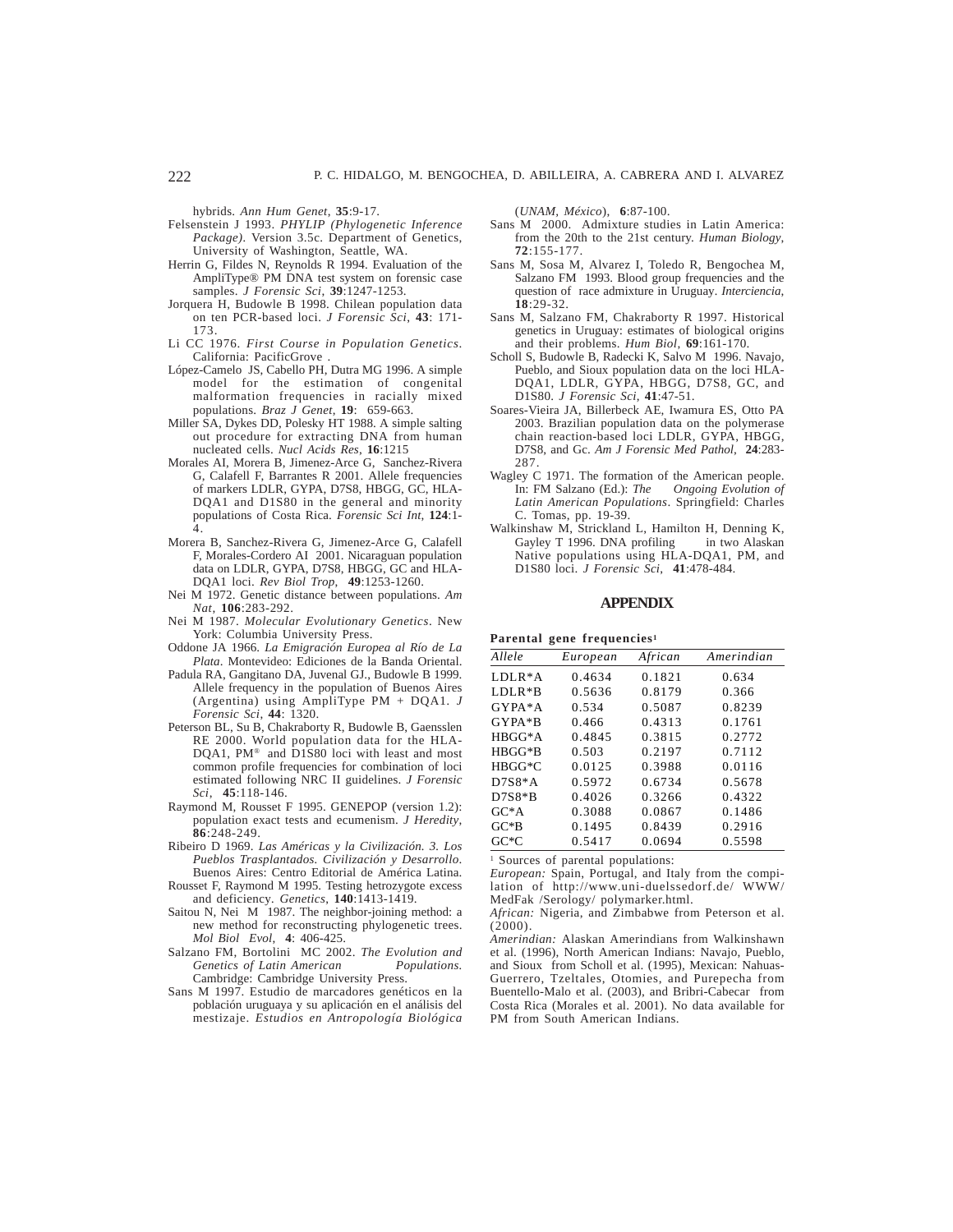hybrids. *Ann Hum Genet*, **35**:9-17.

Felsenstein J 1993. *PHYLIP (Phylogenetic Inference Package)*. Version 3.5c. Department of Genetics, University of Washington, Seattle, WA.

Herrin G, Fildes N, Reynolds R 1994. Evaluation of the AmpliType® PM DNA test system on forensic case samples. *J Forensic Sci*, **39**:1247-1253.

Jorquera H, Budowle B 1998. Chilean population data on ten PCR-based loci. *J Forensic Sci*, **43**: 171-173.

Li CC 1976. *First Course in Population Genetics*. California: PacificGrove .

López-Camelo JS, Cabello PH, Dutra MG 1996. A simple model for the estimation of congenital malformation frequencies in racially mixed populations. *Braz J Genet*, **19**: 659-663.

Miller SA, Dykes DD, Polesky HT 1988. A simple salting out procedure for extracting DNA from human nucleated cells. *Nucl Acids Res*, **16**:1215

Morales AI, Morera B, Jimenez-Arce G, Sanchez-Rivera G, Calafell F, Barrantes R 2001. Allele frequencies of markers LDLR, GYPA, D7S8, HBGG, GC, HLA-DQA1 and D1S80 in the general and minority populations of Costa Rica. *Forensic Sci Int*, **124**:1-4.

Morera B, Sanchez-Rivera G, Jimenez-Arce G, Calafell F, Morales-Cordero AI 2001. Nicaraguan population data on LDLR, GYPA, D7S8, HBGG, GC and HLA-DQA1 loci. *Rev Biol Trop*, **49**:1253-1260.

Nei M 1972. Genetic distance between populations. *Am Nat*, **106**:283-292.

Nei M 1987. *Molecular Evolutionary Genetics*. New York: Columbia University Press.

Oddone JA 1966. *La Emigración Europea al Río de La Plata*. Montevideo: Ediciones de la Banda Oriental.

Padula RA, Gangitano DA, Juvenal GJ., Budowle B 1999. Allele frequency in the population of Buenos Aires (Argentina) using AmpliType PM + DQA1. *J Forensic Sci*, **44**: 1320.

Peterson BL, Su B, Chakraborty R, Budowle B, Gaensslen RE 2000. World population data for the HLA-DQA1, PM® and D1S80 loci with least and most common profile frequencies for combination of loci estimated following NRC II guidelines. *J Forensic Sci*, **45**:118-146.

Raymond M, Rousset F 1995. GENEPOP (version 1.2): population exact tests and ecumenism. *J Heredity*, **86**:248-249.

Ribeiro D 1969. *Las Américas y la Civilización. 3. Los Pueblos Trasplantados. Civilización y Desarrollo*. Buenos Aires: Centro Editorial de América Latina.

Rousset F, Raymond M 1995. Testing hetrozygote excess and deficiency. *Genetics*, **140**:1413-1419.

Saitou N, Nei M 1987. The neighbor-joining method: a new method for reconstructing phylogenetic trees. *Mol Biol Evol*, **4**: 406-425.

Salzano FM, Bortolini MC 2002. *The Evolution and Genetics of Latin American Populations.* Cambridge: Cambridge University Press.

Sans M 1997. Estudio de marcadores genéticos en la población uruguaya y su aplicación en el análisis del mestizaje. *Estudios en Antropología Biológica* (*UNAM, México*), **6**:87-100.

Sans M 2000. Admixture studies in Latin America: from the 20th to the 21st century. *Human Biology*, **72**:155-177.

Sans M, Sosa M, Alvarez I, Toledo R, Bengochea M, Salzano FM 1993. Blood group frequencies and the question of race admixture in Uruguay. *Interciencia*, **18**:29-32.

Sans M, Salzano FM, Chakraborty R 1997. Historical genetics in Uruguay: estimates of biological origins and their problems. *Hum Biol*, **69**:161-170.

Scholl S, Budowle B, Radecki K, Salvo M 1996. Navajo, Pueblo, and Sioux population data on the loci HLA-DQA1, LDLR, GYPA, HBGG, D7S8, GC, and D1S80. *J Forensic Sci*, **41**:47-51.

Soares-Vieira JA, Billerbeck AE, Iwamura ES, Otto PA 2003. Brazilian population data on the polymerase chain reaction-based loci LDLR, GYPA, HBGG, D7S8, and Gc. *Am J Forensic Med Pathol*, **24**:283-287.

Wagley C 1971. The formation of the American people. In: FM Salzano (Ed.): *The Ongoing Evolution of Latin American Populations*. Springfield: Charles C. Tomas, pp. 19-39.

Walkinshaw M, Strickland L, Hamilton H, Denning K, Gayley T 1996. DNA profiling in two Alaskan Native populations using HLA-DQA1, PM, and D1S80 loci. *J Forensic Sci*, **41**:478-484.

## APPENDIX

**Parental gene frequencies**[1]

| *Allele* | *European* | *African* | *Amerindian* |
|---|---|---|---|
| LDLR*A | 0.4634 | 0.1821 | 0.634 |
| LDLR*B | 0.5636 | 0.8179 | 0.366 |
| GYPA*A | 0.534 | 0.5087 | 0.8239 |
| GYPA*B | 0.466 | 0.4313 | 0.1761 |
| HBGG*A | 0.4845 | 0.3815 | 0.2772 |
| HBGG*B | 0.503 | 0.2197 | 0.7112 |
| HBGG*C | 0.0125 | 0.3988 | 0.0116 |
| D7S8*A | 0.5972 | 0.6734 | 0.5678 |
| D7S8*B | 0.4026 | 0.3266 | 0.4322 |
| GC*A | 0.3088 | 0.0867 | 0.1486 |
| GC*B | 0.1495 | 0.8439 | 0.2916 |
| GC*C | 0.5417 | 0.0694 | 0.5598 |

[1] Sources of parental populations:

*European:* Spain, Portugal, and Italy from the compilation of http://www.uni-duelssedorf.de/ WWW/ MedFak /Serology/ polymarker.html.

*African:* Nigeria, and Zimbabwe from Peterson et al. (2000).

*Amerindian:* Alaskan Amerindians from Walkinshawn et al. (1996), North American Indians: Navajo, Pueblo, and Sioux from Scholl et al. (1995), Mexican: Nahuas-Guerrero, Tzeltales, Otomies, and Purepecha from Buentello-Malo et al. (2003), and Bribri-Cabecar from Costa Rica (Morales et al. 2001). No data available for PM from South American Indians.